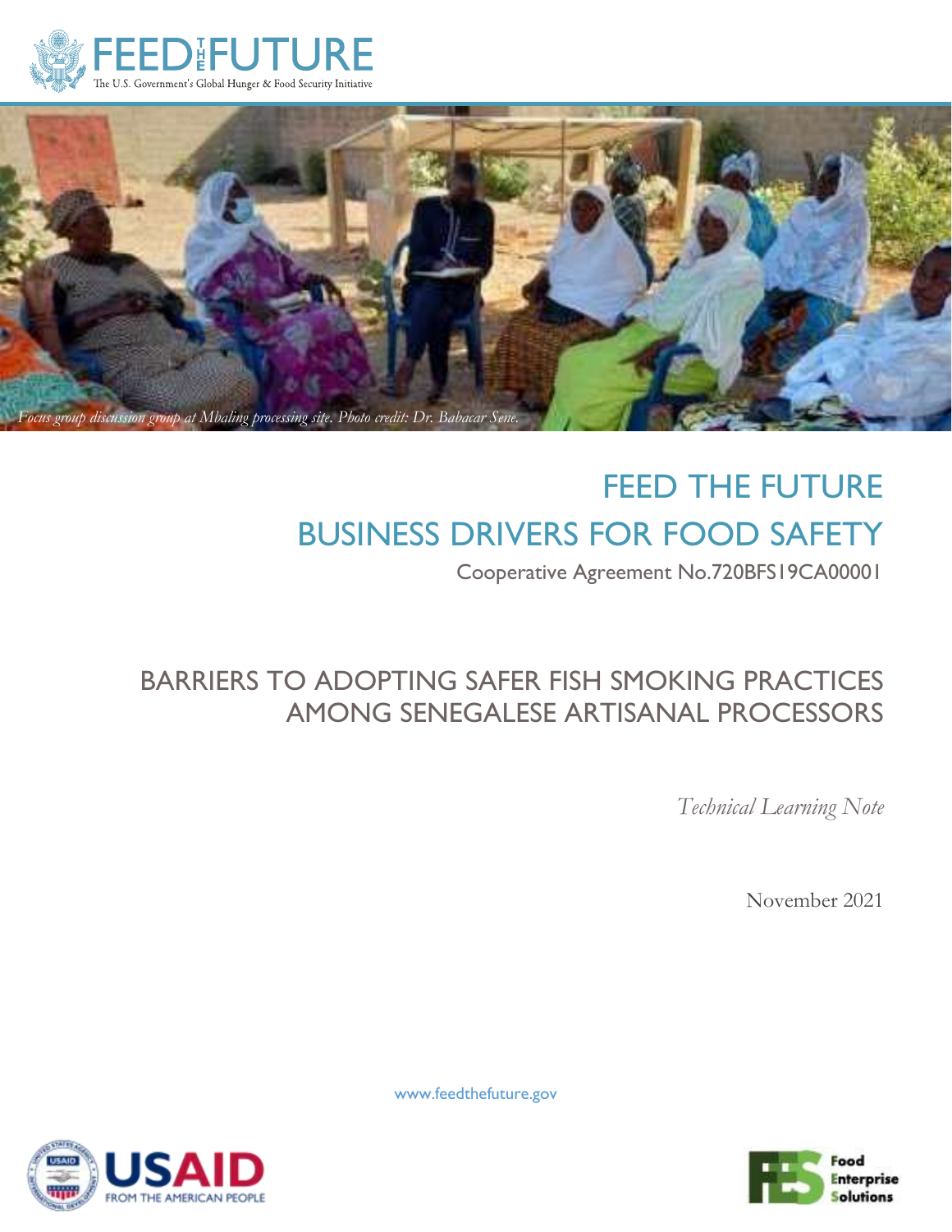FEED THE FUTURE

The U.S. Government's Global Hunger & Food Security Initiative

*Focus group discussion group at Mbaling processing site. Photo credit: Dr. Babacar Sene.*

# FEED THE FUTURE
# BUSINESS DRIVERS FOR FOOD SAFETY

Cooperative Agreement No.720BFS19CA00001

## BARRIERS TO ADOPTING SAFER FISH SMOKING PRACTICES AMONG SENEGALESE ARTISANAL PROCESSORS

*Technical Learning Note*

November 2021

www.feedthefuture.gov

USAID FROM THE AMERICAN PEOPLE

Food Enterprise Solutions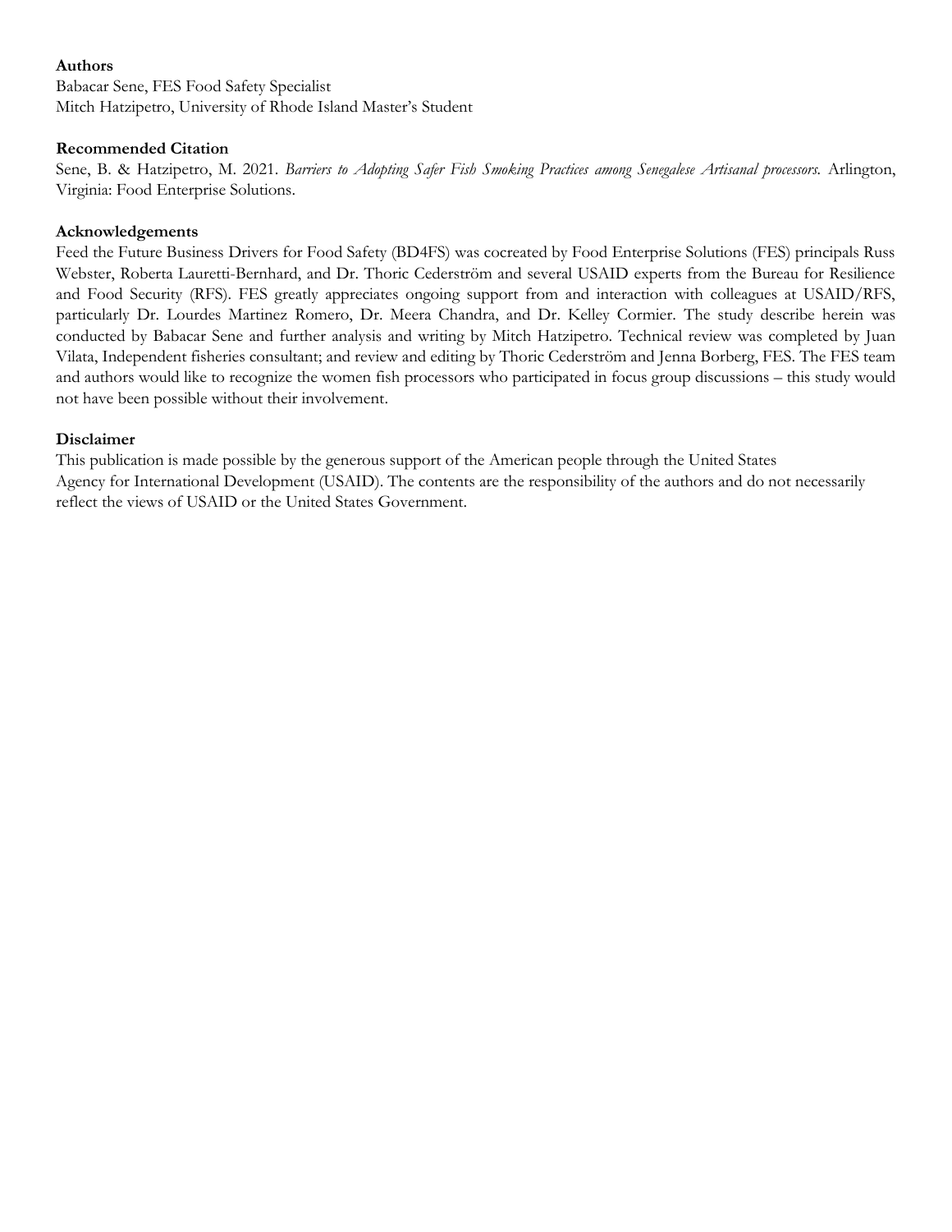**Authors**

Babacar Sene, FES Food Safety Specialist
Mitch Hatzipetro, University of Rhode Island Master's Student

**Recommended Citation**

Sene, B. & Hatzipetro, M. 2021. *Barriers to Adopting Safer Fish Smoking Practices among Senegalese Artisanal processors.* Arlington, Virginia: Food Enterprise Solutions.

**Acknowledgements**

Feed the Future Business Drivers for Food Safety (BD4FS) was cocreated by Food Enterprise Solutions (FES) principals Russ Webster, Roberta Lauretti-Bernhard, and Dr. Thoric Cederström and several USAID experts from the Bureau for Resilience and Food Security (RFS). FES greatly appreciates ongoing support from and interaction with colleagues at USAID/RFS, particularly Dr. Lourdes Martinez Romero, Dr. Meera Chandra, and Dr. Kelley Cormier. The study describe herein was conducted by Babacar Sene and further analysis and writing by Mitch Hatzipetro. Technical review was completed by Juan Vilata, Independent fisheries consultant; and review and editing by Thoric Cederström and Jenna Borberg, FES. The FES team and authors would like to recognize the women fish processors who participated in focus group discussions – this study would not have been possible without their involvement.

**Disclaimer**

This publication is made possible by the generous support of the American people through the United States Agency for International Development (USAID). The contents are the responsibility of the authors and do not necessarily reflect the views of USAID or the United States Government.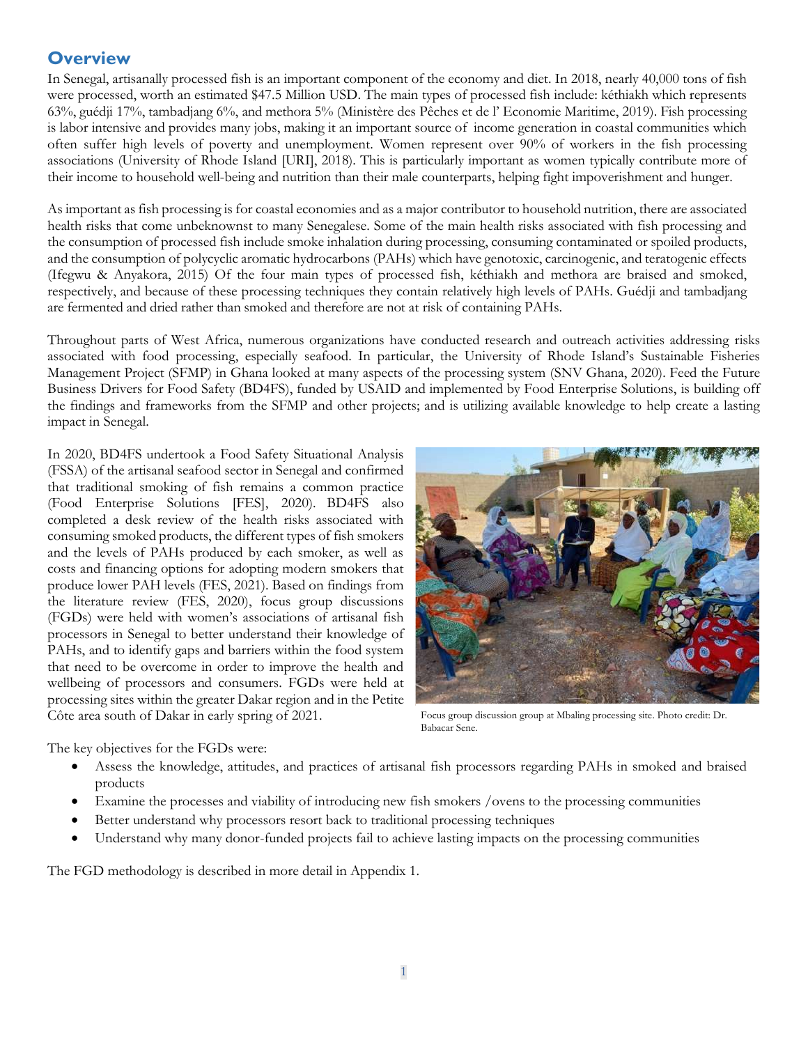## Overview

In Senegal, artisanally processed fish is an important component of the economy and diet. In 2018, nearly 40,000 tons of fish were processed, worth an estimated $47.5 Million USD. The main types of processed fish include: kéthiakh which represents 63%, guédji 17%, tambadjang 6%, and methora 5% (Ministère des Pêches et de l' Economie Maritime, 2019). Fish processing is labor intensive and provides many jobs, making it an important source of income generation in coastal communities which often suffer high levels of poverty and unemployment. Women represent over 90% of workers in the fish processing associations (University of Rhode Island [URI], 2018). This is particularly important as women typically contribute more of their income to household well-being and nutrition than their male counterparts, helping fight impoverishment and hunger.

As important as fish processing is for coastal economies and as a major contributor to household nutrition, there are associated health risks that come unbeknownst to many Senegalese. Some of the main health risks associated with fish processing and the consumption of processed fish include smoke inhalation during processing, consuming contaminated or spoiled products, and the consumption of polycyclic aromatic hydrocarbons (PAHs) which have genotoxic, carcinogenic, and teratogenic effects (Ifegwu & Anyakora, 2015) Of the four main types of processed fish, kéthiakh and methora are braised and smoked, respectively, and because of these processing techniques they contain relatively high levels of PAHs. Guédji and tambadjang are fermented and dried rather than smoked and therefore are not at risk of containing PAHs.

Throughout parts of West Africa, numerous organizations have conducted research and outreach activities addressing risks associated with food processing, especially seafood. In particular, the University of Rhode Island's Sustainable Fisheries Management Project (SFMP) in Ghana looked at many aspects of the processing system (SNV Ghana, 2020). Feed the Future Business Drivers for Food Safety (BD4FS), funded by USAID and implemented by Food Enterprise Solutions, is building off the findings and frameworks from the SFMP and other projects; and is utilizing available knowledge to help create a lasting impact in Senegal.

In 2020, BD4FS undertook a Food Safety Situational Analysis (FSSA) of the artisanal seafood sector in Senegal and confirmed that traditional smoking of fish remains a common practice (Food Enterprise Solutions [FES], 2020). BD4FS also completed a desk review of the health risks associated with consuming smoked products, the different types of fish smokers and the levels of PAHs produced by each smoker, as well as costs and financing options for adopting modern smokers that produce lower PAH levels (FES, 2021). Based on findings from the literature review (FES, 2020), focus group discussions (FGDs) were held with women's associations of artisanal fish processors in Senegal to better understand their knowledge of PAHs, and to identify gaps and barriers within the food system that need to be overcome in order to improve the health and wellbeing of processors and consumers. FGDs were held at processing sites within the greater Dakar region and in the Petite Côte area south of Dakar in early spring of 2021.

Focus group discussion group at Mbaling processing site. Photo credit: Dr. Babacar Sene.

The key objectives for the FGDs were:

- Assess the knowledge, attitudes, and practices of artisanal fish processors regarding PAHs in smoked and braised products
- Examine the processes and viability of introducing new fish smokers /ovens to the processing communities
- Better understand why processors resort back to traditional processing techniques
- Understand why many donor-funded projects fail to achieve lasting impacts on the processing communities

The FGD methodology is described in more detail in Appendix 1.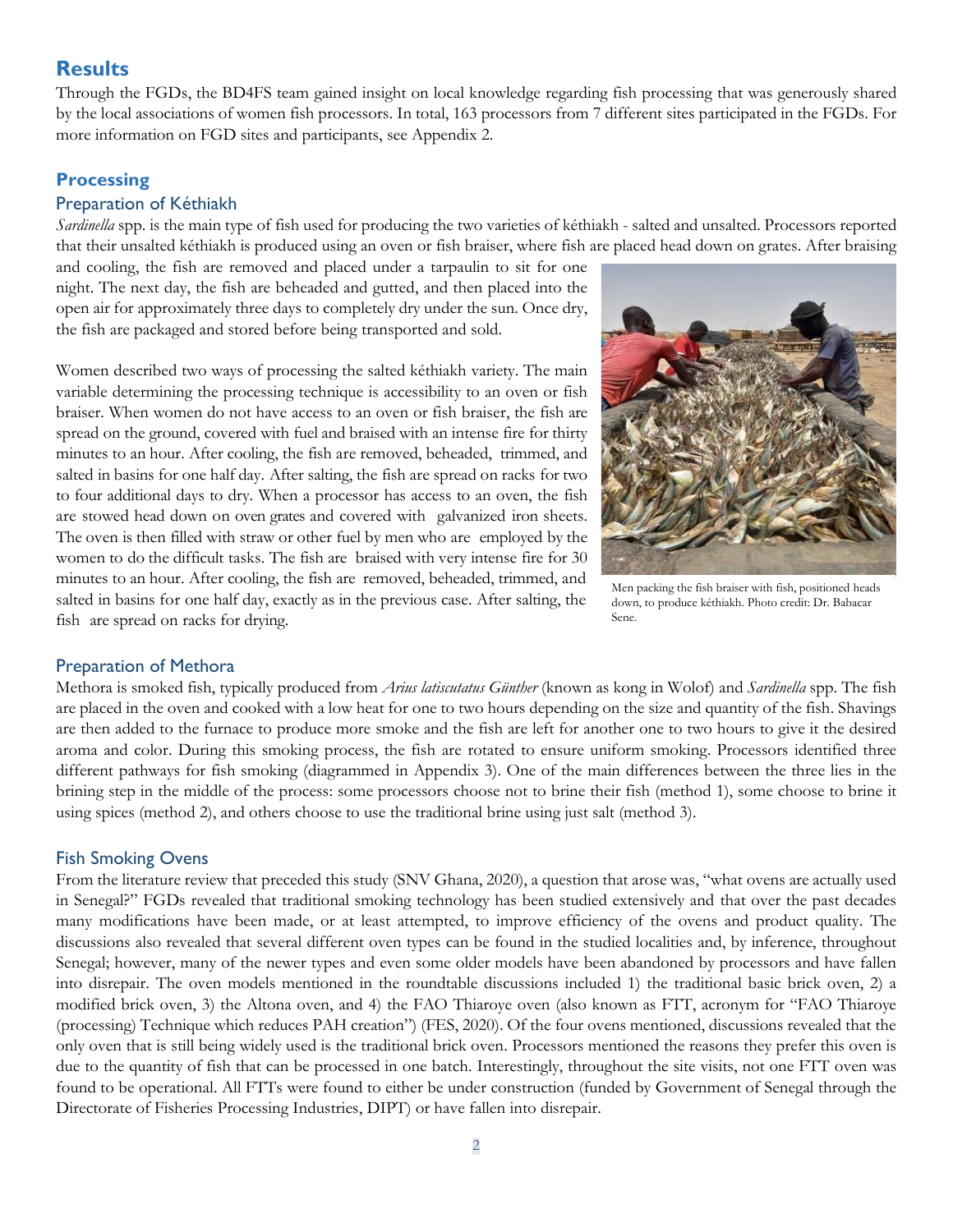## Results

Through the FGDs, the BD4FS team gained insight on local knowledge regarding fish processing that was generously shared by the local associations of women fish processors. In total, 163 processors from 7 different sites participated in the FGDs. For more information on FGD sites and participants, see Appendix 2.

## Processing

### Preparation of Kéthiakh

*Sardinella* spp. is the main type of fish used for producing the two varieties of kéthiakh - salted and unsalted. Processors reported that their unsalted kéthiakh is produced using an oven or fish braiser, where fish are placed head down on grates. After braising and cooling, the fish are removed and placed under a tarpaulin to sit for one night. The next day, the fish are beheaded and gutted, and then placed into the open air for approximately three days to completely dry under the sun. Once dry, the fish are packaged and stored before being transported and sold.

Women described two ways of processing the salted kéthiakh variety. The main variable determining the processing technique is accessibility to an oven or fish braiser. When women do not have access to an oven or fish braiser, the fish are spread on the ground, covered with fuel and braised with an intense fire for thirty minutes to an hour. After cooling, the fish are removed, beheaded, trimmed, and salted in basins for one half day. After salting, the fish are spread on racks for two to four additional days to dry. When a processor has access to an oven, the fish are stowed head down on oven grates and covered with galvanized iron sheets. The oven is then filled with straw or other fuel by men who are employed by the women to do the difficult tasks. The fish are braised with very intense fire for 30 minutes to an hour. After cooling, the fish are removed, beheaded, trimmed, and salted in basins for one half day, exactly as in the previous case. After salting, the fish are spread on racks for drying.

Men packing the fish braiser with fish, positioned heads down, to produce kéthiakh. Photo credit: Dr. Babacar Sene.

### Preparation of Methora

Methora is smoked fish, typically produced from *Arius latiscutatus Günther* (known as kong in Wolof) and *Sardinella* spp. The fish are placed in the oven and cooked with a low heat for one to two hours depending on the size and quantity of the fish. Shavings are then added to the furnace to produce more smoke and the fish are left for another one to two hours to give it the desired aroma and color. During this smoking process, the fish are rotated to ensure uniform smoking. Processors identified three different pathways for fish smoking (diagrammed in Appendix 3). One of the main differences between the three lies in the brining step in the middle of the process: some processors choose not to brine their fish (method 1), some choose to brine it using spices (method 2), and others choose to use the traditional brine using just salt (method 3).

### Fish Smoking Ovens

From the literature review that preceded this study (SNV Ghana, 2020), a question that arose was, "what ovens are actually used in Senegal?" FGDs revealed that traditional smoking technology has been studied extensively and that over the past decades many modifications have been made, or at least attempted, to improve efficiency of the ovens and product quality. The discussions also revealed that several different oven types can be found in the studied localities and, by inference, throughout Senegal; however, many of the newer types and even some older models have been abandoned by processors and have fallen into disrepair. The oven models mentioned in the roundtable discussions included 1) the traditional basic brick oven, 2) a modified brick oven, 3) the Altona oven, and 4) the FAO Thiaroye oven (also known as FTT, acronym for "FAO Thiaroye (processing) Technique which reduces PAH creation") (FES, 2020). Of the four ovens mentioned, discussions revealed that the only oven that is still being widely used is the traditional brick oven. Processors mentioned the reasons they prefer this oven is due to the quantity of fish that can be processed in one batch. Interestingly, throughout the site visits, not one FTT oven was found to be operational. All FTTs were found to either be under construction (funded by Government of Senegal through the Directorate of Fisheries Processing Industries, DIPT) or have fallen into disrepair.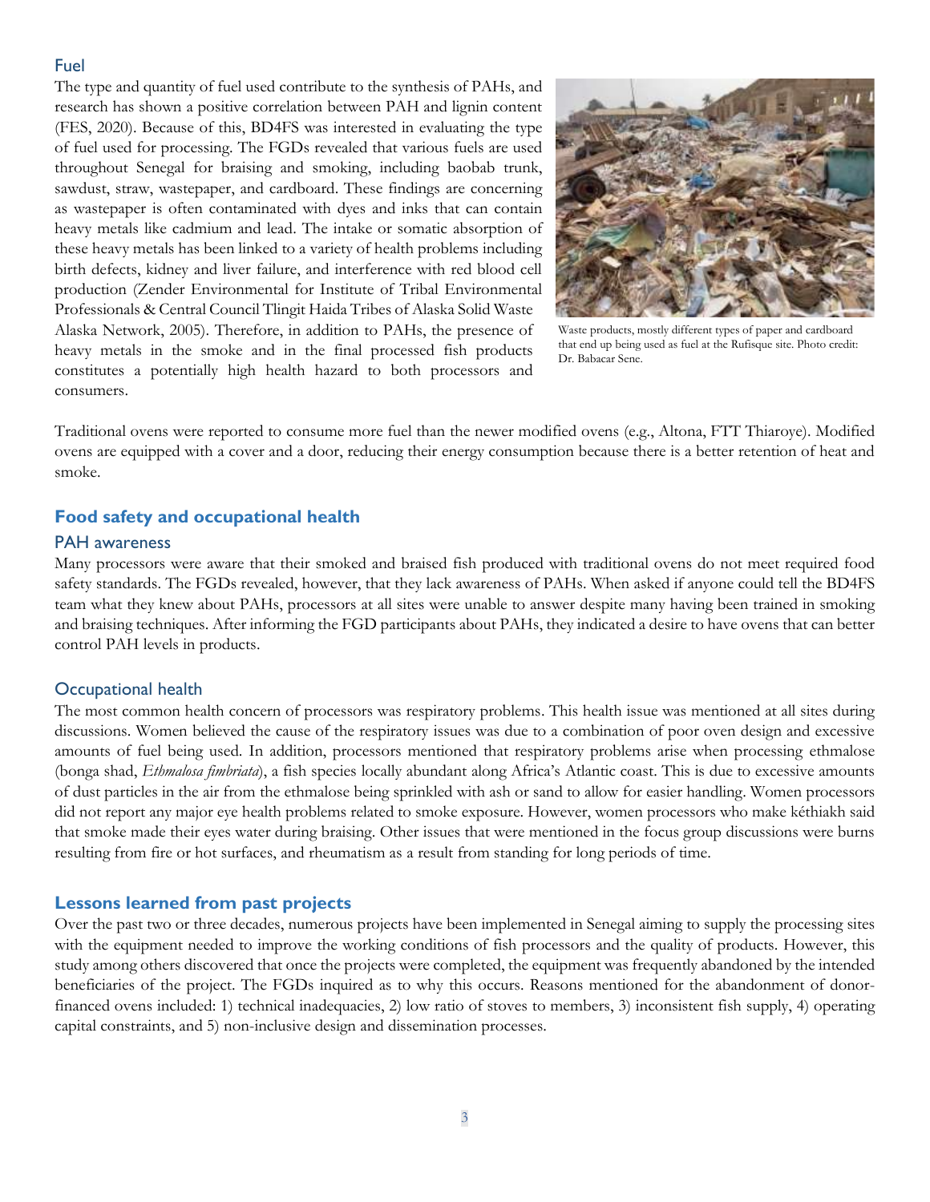### Fuel

The type and quantity of fuel used contribute to the synthesis of PAHs, and research has shown a positive correlation between PAH and lignin content (FES, 2020). Because of this, BD4FS was interested in evaluating the type of fuel used for processing. The FGDs revealed that various fuels are used throughout Senegal for braising and smoking, including baobab trunk, sawdust, straw, wastepaper, and cardboard. These findings are concerning as wastepaper is often contaminated with dyes and inks that can contain heavy metals like cadmium and lead. The intake or somatic absorption of these heavy metals has been linked to a variety of health problems including birth defects, kidney and liver failure, and interference with red blood cell production (Zender Environmental for Institute of Tribal Environmental Professionals & Central Council Tlingit Haida Tribes of Alaska Solid Waste Alaska Network, 2005). Therefore, in addition to PAHs, the presence of heavy metals in the smoke and in the final processed fish products constitutes a potentially high health hazard to both processors and consumers.

Waste products, mostly different types of paper and cardboard that end up being used as fuel at the Rufisque site. Photo credit: Dr. Babacar Sene.

Traditional ovens were reported to consume more fuel than the newer modified ovens (e.g., Altona, FTT Thiaroye). Modified ovens are equipped with a cover and a door, reducing their energy consumption because there is a better retention of heat and smoke.

## Food safety and occupational health

### PAH awareness

Many processors were aware that their smoked and braised fish produced with traditional ovens do not meet required food safety standards. The FGDs revealed, however, that they lack awareness of PAHs. When asked if anyone could tell the BD4FS team what they knew about PAHs, processors at all sites were unable to answer despite many having been trained in smoking and braising techniques. After informing the FGD participants about PAHs, they indicated a desire to have ovens that can better control PAH levels in products.

### Occupational health

The most common health concern of processors was respiratory problems. This health issue was mentioned at all sites during discussions. Women believed the cause of the respiratory issues was due to a combination of poor oven design and excessive amounts of fuel being used. In addition, processors mentioned that respiratory problems arise when processing ethmalose (bonga shad, *Ethmalosa fimbriata*), a fish species locally abundant along Africa's Atlantic coast. This is due to excessive amounts of dust particles in the air from the ethmalose being sprinkled with ash or sand to allow for easier handling. Women processors did not report any major eye health problems related to smoke exposure. However, women processors who make kéthiakh said that smoke made their eyes water during braising. Other issues that were mentioned in the focus group discussions were burns resulting from fire or hot surfaces, and rheumatism as a result from standing for long periods of time.

## Lessons learned from past projects

Over the past two or three decades, numerous projects have been implemented in Senegal aiming to supply the processing sites with the equipment needed to improve the working conditions of fish processors and the quality of products. However, this study among others discovered that once the projects were completed, the equipment was frequently abandoned by the intended beneficiaries of the project. The FGDs inquired as to why this occurs. Reasons mentioned for the abandonment of donor-financed ovens included: 1) technical inadequacies, 2) low ratio of stoves to members, 3) inconsistent fish supply, 4) operating capital constraints, and 5) non-inclusive design and dissemination processes.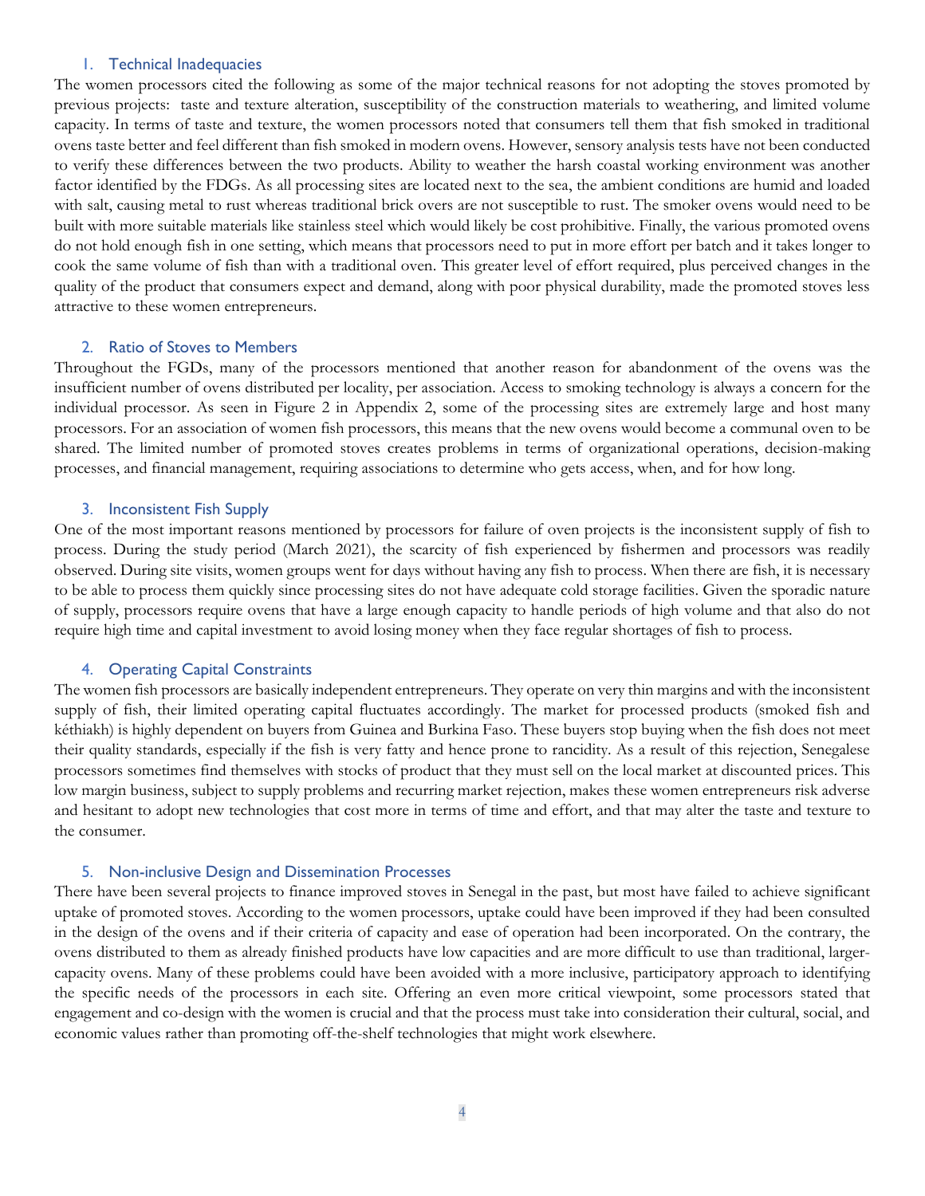### 1. Technical Inadequacies

The women processors cited the following as some of the major technical reasons for not adopting the stoves promoted by previous projects:  taste and texture alteration, susceptibility of the construction materials to weathering, and limited volume capacity. In terms of taste and texture, the women processors noted that consumers tell them that fish smoked in traditional ovens taste better and feel different than fish smoked in modern ovens. However, sensory analysis tests have not been conducted to verify these differences between the two products. Ability to weather the harsh coastal working environment was another factor identified by the FDGs. As all processing sites are located next to the sea, the ambient conditions are humid and loaded with salt, causing metal to rust whereas traditional brick overs are not susceptible to rust. The smoker ovens would need to be built with more suitable materials like stainless steel which would likely be cost prohibitive. Finally, the various promoted ovens do not hold enough fish in one setting, which means that processors need to put in more effort per batch and it takes longer to cook the same volume of fish than with a traditional oven. This greater level of effort required, plus perceived changes in the quality of the product that consumers expect and demand, along with poor physical durability, made the promoted stoves less attractive to these women entrepreneurs.

### 2. Ratio of Stoves to Members

Throughout the FGDs, many of the processors mentioned that another reason for abandonment of the ovens was the insufficient number of ovens distributed per locality, per association. Access to smoking technology is always a concern for the individual processor. As seen in Figure 2 in Appendix 2, some of the processing sites are extremely large and host many processors. For an association of women fish processors, this means that the new ovens would become a communal oven to be shared. The limited number of promoted stoves creates problems in terms of organizational operations, decision-making processes, and financial management, requiring associations to determine who gets access, when, and for how long.

### 3. Inconsistent Fish Supply

One of the most important reasons mentioned by processors for failure of oven projects is the inconsistent supply of fish to process. During the study period (March 2021), the scarcity of fish experienced by fishermen and processors was readily observed. During site visits, women groups went for days without having any fish to process. When there are fish, it is necessary to be able to process them quickly since processing sites do not have adequate cold storage facilities. Given the sporadic nature of supply, processors require ovens that have a large enough capacity to handle periods of high volume and that also do not require high time and capital investment to avoid losing money when they face regular shortages of fish to process.

### 4. Operating Capital Constraints

The women fish processors are basically independent entrepreneurs. They operate on very thin margins and with the inconsistent supply of fish, their limited operating capital fluctuates accordingly. The market for processed products (smoked fish and kéthiakh) is highly dependent on buyers from Guinea and Burkina Faso. These buyers stop buying when the fish does not meet their quality standards, especially if the fish is very fatty and hence prone to rancidity. As a result of this rejection, Senegalese processors sometimes find themselves with stocks of product that they must sell on the local market at discounted prices. This low margin business, subject to supply problems and recurring market rejection, makes these women entrepreneurs risk adverse and hesitant to adopt new technologies that cost more in terms of time and effort, and that may alter the taste and texture to the consumer.

### 5. Non-inclusive Design and Dissemination Processes

There have been several projects to finance improved stoves in Senegal in the past, but most have failed to achieve significant uptake of promoted stoves. According to the women processors, uptake could have been improved if they had been consulted in the design of the ovens and if their criteria of capacity and ease of operation had been incorporated. On the contrary, the ovens distributed to them as already finished products have low capacities and are more difficult to use than traditional, larger-capacity ovens. Many of these problems could have been avoided with a more inclusive, participatory approach to identifying the specific needs of the processors in each site. Offering an even more critical viewpoint, some processors stated that engagement and co-design with the women is crucial and that the process must take into consideration their cultural, social, and economic values rather than promoting off-the-shelf technologies that might work elsewhere.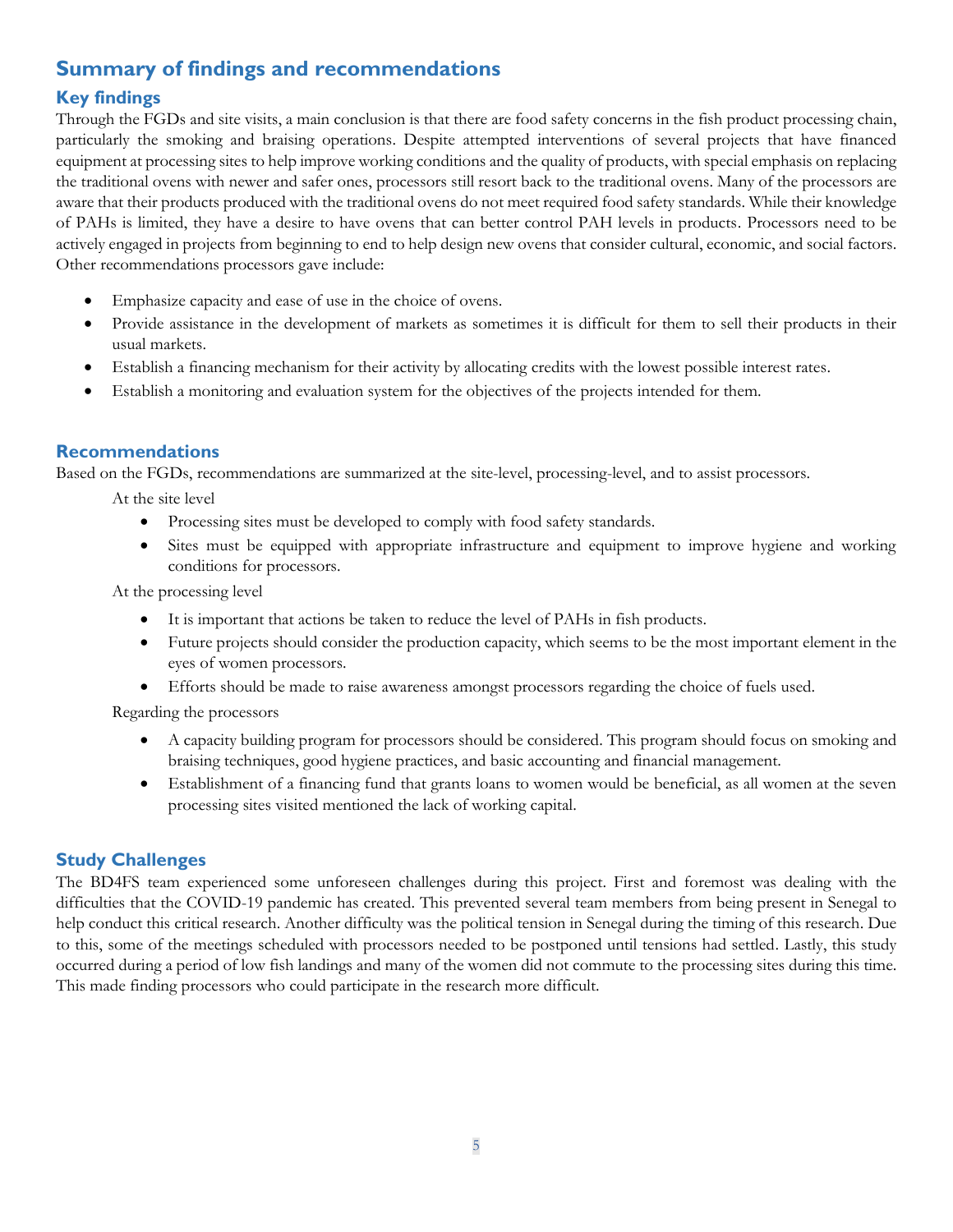## Summary of findings and recommendations

### Key findings

Through the FGDs and site visits, a main conclusion is that there are food safety concerns in the fish product processing chain, particularly the smoking and braising operations. Despite attempted interventions of several projects that have financed equipment at processing sites to help improve working conditions and the quality of products, with special emphasis on replacing the traditional ovens with newer and safer ones, processors still resort back to the traditional ovens. Many of the processors are aware that their products produced with the traditional ovens do not meet required food safety standards. While their knowledge of PAHs is limited, they have a desire to have ovens that can better control PAH levels in products. Processors need to be actively engaged in projects from beginning to end to help design new ovens that consider cultural, economic, and social factors. Other recommendations processors gave include:

- Emphasize capacity and ease of use in the choice of ovens.
- Provide assistance in the development of markets as sometimes it is difficult for them to sell their products in their usual markets.
- Establish a financing mechanism for their activity by allocating credits with the lowest possible interest rates.
- Establish a monitoring and evaluation system for the objectives of the projects intended for them.

### Recommendations

Based on the FGDs, recommendations are summarized at the site-level, processing-level, and to assist processors.

At the site level

- Processing sites must be developed to comply with food safety standards.
- Sites must be equipped with appropriate infrastructure and equipment to improve hygiene and working conditions for processors.

At the processing level

- It is important that actions be taken to reduce the level of PAHs in fish products.
- Future projects should consider the production capacity, which seems to be the most important element in the eyes of women processors.
- Efforts should be made to raise awareness amongst processors regarding the choice of fuels used.

Regarding the processors

- A capacity building program for processors should be considered. This program should focus on smoking and braising techniques, good hygiene practices, and basic accounting and financial management.
- Establishment of a financing fund that grants loans to women would be beneficial, as all women at the seven processing sites visited mentioned the lack of working capital.

### Study Challenges

The BD4FS team experienced some unforeseen challenges during this project. First and foremost was dealing with the difficulties that the COVID-19 pandemic has created. This prevented several team members from being present in Senegal to help conduct this critical research. Another difficulty was the political tension in Senegal during the timing of this research. Due to this, some of the meetings scheduled with processors needed to be postponed until tensions had settled. Lastly, this study occurred during a period of low fish landings and many of the women did not commute to the processing sites during this time. This made finding processors who could participate in the research more difficult.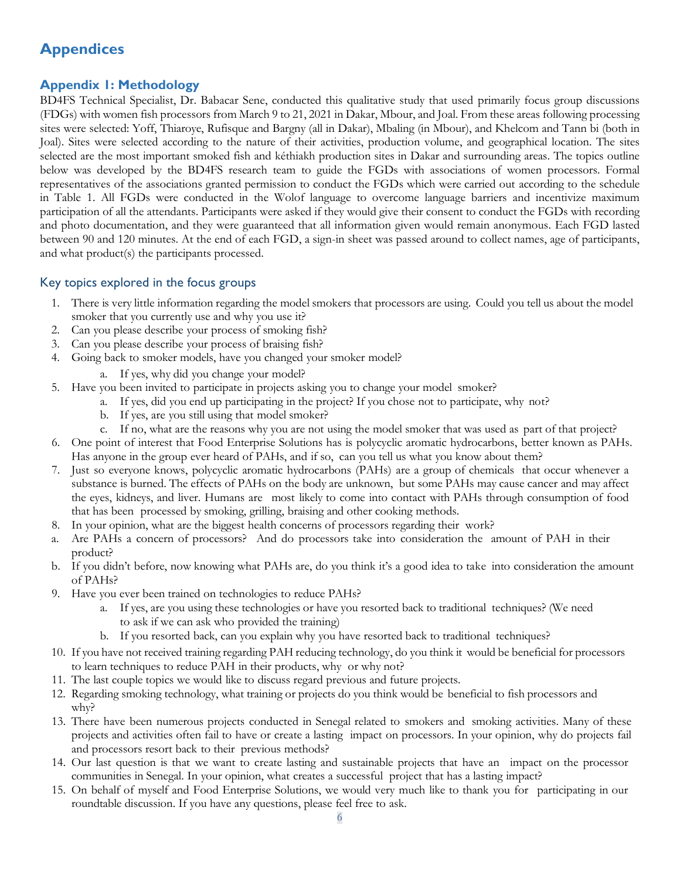# Appendices

## Appendix 1: Methodology

BD4FS Technical Specialist, Dr. Babacar Sene, conducted this qualitative study that used primarily focus group discussions (FDGs) with women fish processors from March 9 to 21, 2021 in Dakar, Mbour, and Joal. From these areas following processing sites were selected: Yoff, Thiaroye, Rufisque and Bargny (all in Dakar), Mbaling (in Mbour), and Khelcom and Tann bi (both in Joal). Sites were selected according to the nature of their activities, production volume, and geographical location. The sites selected are the most important smoked fish and kéthiakh production sites in Dakar and surrounding areas. The topics outline below was developed by the BD4FS research team to guide the FGDs with associations of women processors. Formal representatives of the associations granted permission to conduct the FGDs which were carried out according to the schedule in Table 1. All FGDs were conducted in the Wolof language to overcome language barriers and incentivize maximum participation of all the attendants. Participants were asked if they would give their consent to conduct the FGDs with recording and photo documentation, and they were guaranteed that all information given would remain anonymous. Each FGD lasted between 90 and 120 minutes. At the end of each FGD, a sign-in sheet was passed around to collect names, age of participants, and what product(s) the participants processed.

### Key topics explored in the focus groups

1. There is very little information regarding the model smokers that processors are using. Could you tell us about the model smoker that you currently use and why you use it?
2. Can you please describe your process of smoking fish?
3. Can you please describe your process of braising fish?
4. Going back to smoker models, have you changed your smoker model?
   a. If yes, why did you change your model?
5. Have you been invited to participate in projects asking you to change your model smoker?
   a. If yes, did you end up participating in the project? If you chose not to participate, why not?
   b. If yes, are you still using that model smoker?
   c. If no, what are the reasons why you are not using the model smoker that was used as part of that project?
6. One point of interest that Food Enterprise Solutions has is polycyclic aromatic hydrocarbons, better known as PAHs. Has anyone in the group ever heard of PAHs, and if so, can you tell us what you know about them?
7. Just so everyone knows, polycyclic aromatic hydrocarbons (PAHs) are a group of chemicals that occur whenever a substance is burned. The effects of PAHs on the body are unknown, but some PAHs may cause cancer and may affect the eyes, kidneys, and liver. Humans are most likely to come into contact with PAHs through consumption of food that has been processed by smoking, grilling, braising and other cooking methods.
8. In your opinion, what are the biggest health concerns of processors regarding their work?

a. Are PAHs a concern of processors? And do processors take into consideration the amount of PAH in their product?

b. If you didn't before, now knowing what PAHs are, do you think it's a good idea to take into consideration the amount of PAHs?

9. Have you ever been trained on technologies to reduce PAHs?
   a. If yes, are you using these technologies or have you resorted back to traditional techniques? (We need to ask if we can ask who provided the training)
   b. If you resorted back, can you explain why you have resorted back to traditional techniques?
10. If you have not received training regarding PAH reducing technology, do you think it would be beneficial for processors to learn techniques to reduce PAH in their products, why or why not?
11. The last couple topics we would like to discuss regard previous and future projects.
12. Regarding smoking technology, what training or projects do you think would be beneficial to fish processors and why?
13. There have been numerous projects conducted in Senegal related to smokers and smoking activities. Many of these projects and activities often fail to have or create a lasting impact on processors. In your opinion, why do projects fail and processors resort back to their previous methods?
14. Our last question is that we want to create lasting and sustainable projects that have an impact on the processor communities in Senegal. In your opinion, what creates a successful project that has a lasting impact?
15. On behalf of myself and Food Enterprise Solutions, we would very much like to thank you for participating in our roundtable discussion. If you have any questions, please feel free to ask.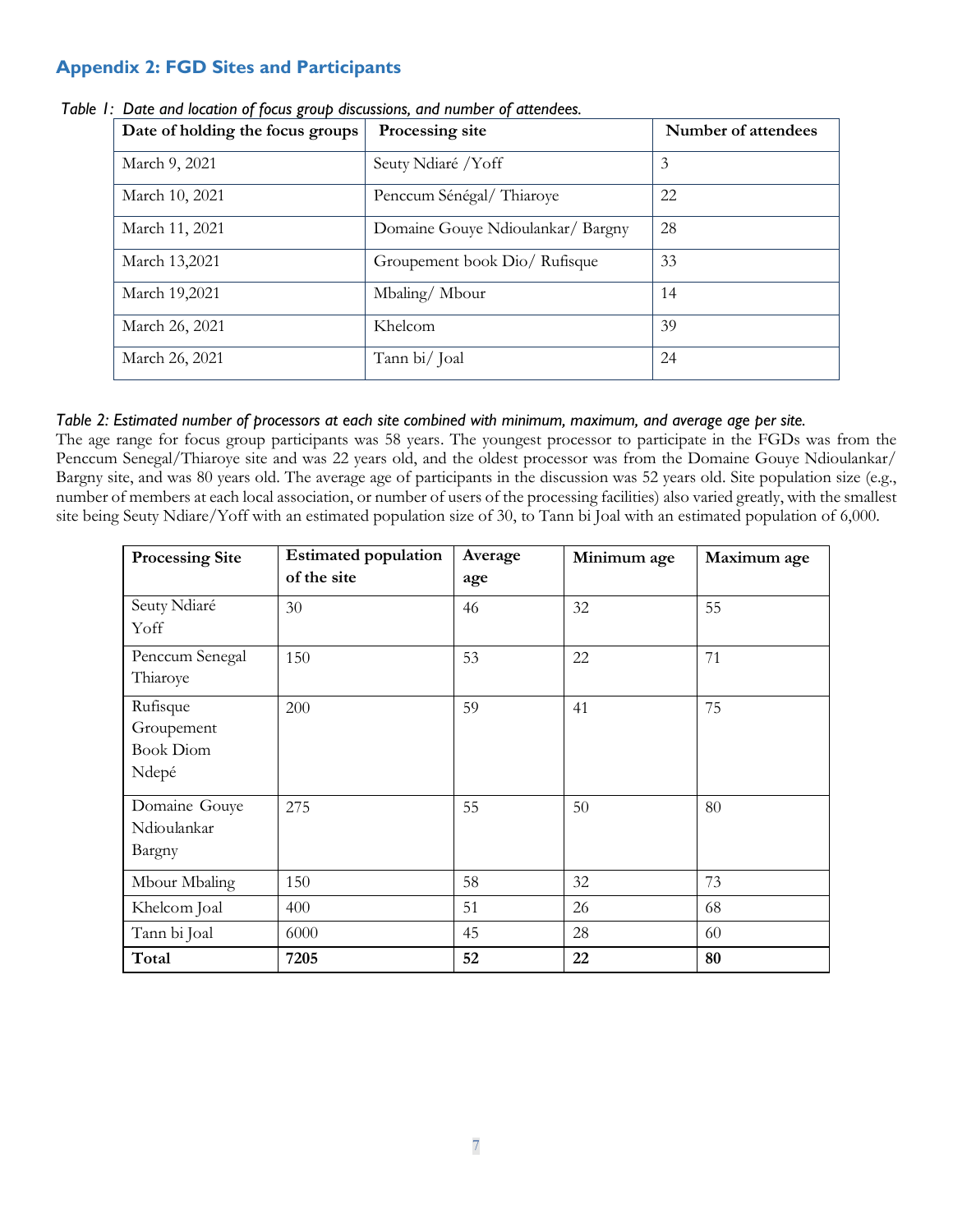## Appendix 2: FGD Sites and Participants

*Table 1: Date and location of focus group discussions, and number of attendees.*

| Date of holding the focus groups | Processing site | Number of attendees |
| --- | --- | --- |
| March 9, 2021 | Seuty Ndiaré /Yoff | 3 |
| March 10, 2021 | Penccum Sénégal/ Thiaroye | 22 |
| March 11, 2021 | Domaine Gouye Ndioulankar/ Bargny | 28 |
| March 13,2021 | Groupement book Dio/ Rufisque | 33 |
| March 19,2021 | Mbaling/ Mbour | 14 |
| March 26, 2021 | Khelcom | 39 |
| March 26, 2021 | Tann bi/ Joal | 24 |

*Table 2: Estimated number of processors at each site combined with minimum, maximum, and average age per site.*

The age range for focus group participants was 58 years. The youngest processor to participate in the FGDs was from the Penccum Senegal/Thiaroye site and was 22 years old, and the oldest processor was from the Domaine Gouye Ndioulankar/ Bargny site, and was 80 years old. The average age of participants in the discussion was 52 years old. Site population size (e.g., number of members at each local association, or number of users of the processing facilities) also varied greatly, with the smallest site being Seuty Ndiare/Yoff with an estimated population size of 30, to Tann bi Joal with an estimated population of 6,000.

| Processing Site | Estimated population of the site | Average age | Minimum age | Maximum age |
| --- | --- | --- | --- | --- |
| Seuty Ndiaré Yoff | 30 | 46 | 32 | 55 |
| Penccum Senegal Thiaroye | 150 | 53 | 22 | 71 |
| Rufisque Groupement Book Diom Ndepé | 200 | 59 | 41 | 75 |
| Domaine Gouye Ndioulankar Bargny | 275 | 55 | 50 | 80 |
| Mbour Mbaling | 150 | 58 | 32 | 73 |
| Khelcom Joal | 400 | 51 | 26 | 68 |
| Tann bi Joal | 6000 | 45 | 28 | 60 |
| **Total** | **7205** | **52** | **22** | **80** |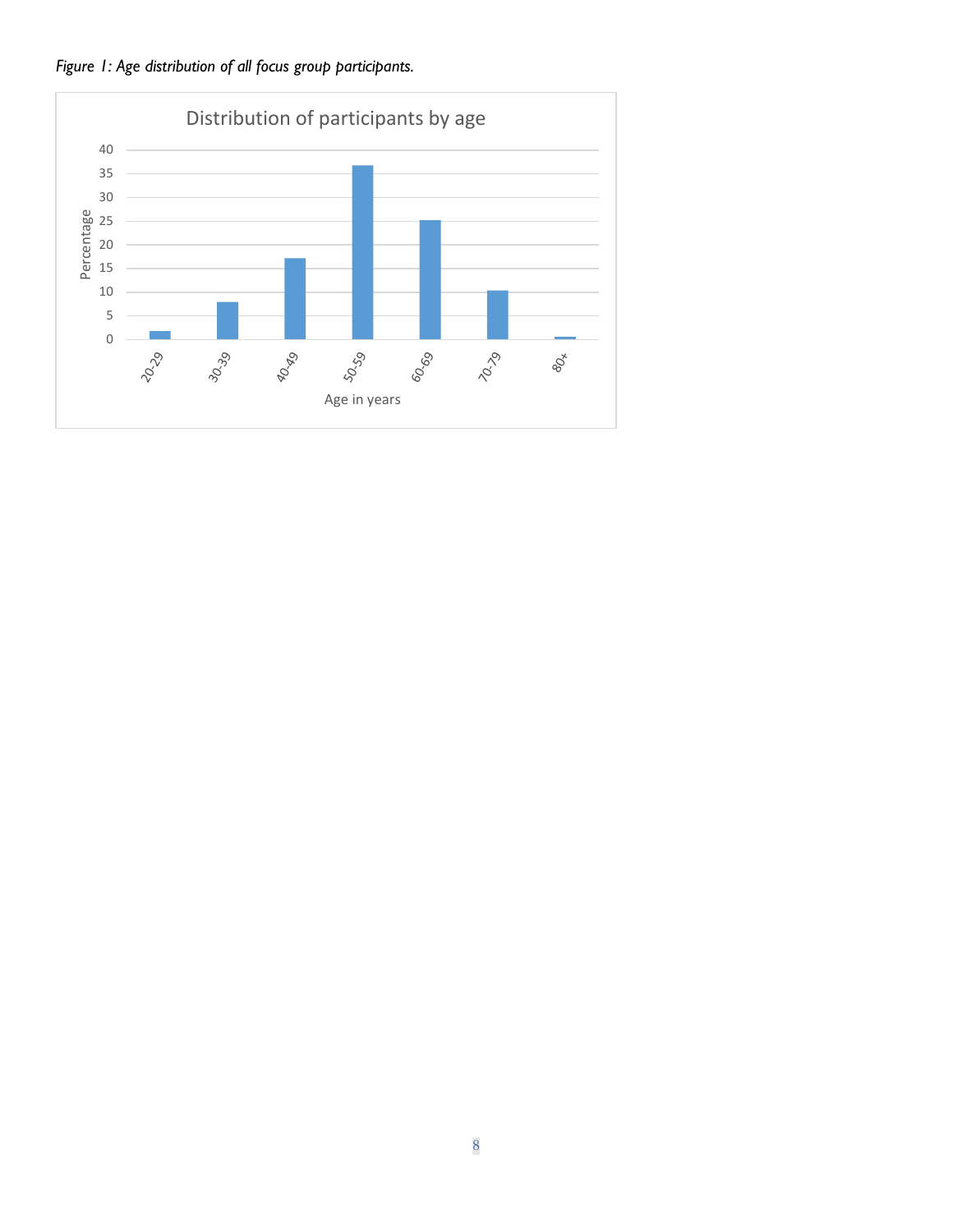*Figure 1: Age distribution of all focus group participants.*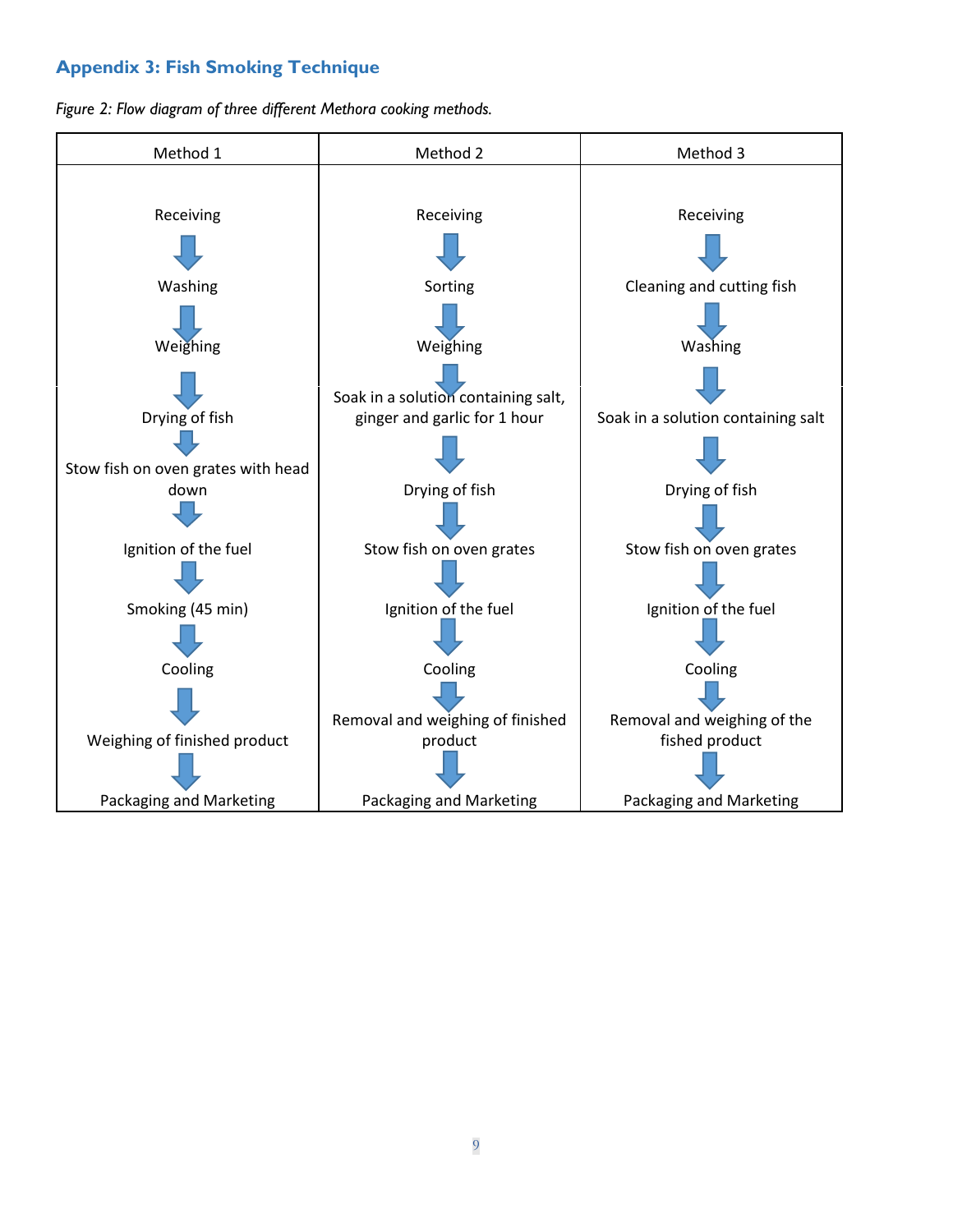## Appendix 3: Fish Smoking Technique

*Figure 2: Flow diagram of three different Methora cooking methods.*

| Method 1 | Method 2 | Method 3 |
| --- | --- | --- |
| Receiving | Receiving | Receiving |
| ↓ | ↓ | ↓ |
| Washing | Sorting | Cleaning and cutting fish |
| ↓ | ↓ | ↓ |
| Weighing | Weighing | Washing |
| ↓ | ↓ | ↓ |
| Drying of fish | Soak in a solution containing salt, ginger and garlic for 1 hour | Soak in a solution containing salt |
| ↓ | ↓ | ↓ |
| Stow fish on oven grates with head down | Drying of fish | Drying of fish |
| ↓ | ↓ | ↓ |
| Ignition of the fuel | Stow fish on oven grates | Stow fish on oven grates |
| ↓ | ↓ | ↓ |
| Smoking (45 min) | Ignition of the fuel | Ignition of the fuel |
| ↓ | ↓ | ↓ |
| Cooling | Cooling | Cooling |
| ↓ | ↓ | ↓ |
| Weighing of finished product | Removal and weighing of finished product | Removal and weighing of the fished product |
| ↓ | ↓ | ↓ |
| Packaging and Marketing | Packaging and Marketing | Packaging and Marketing |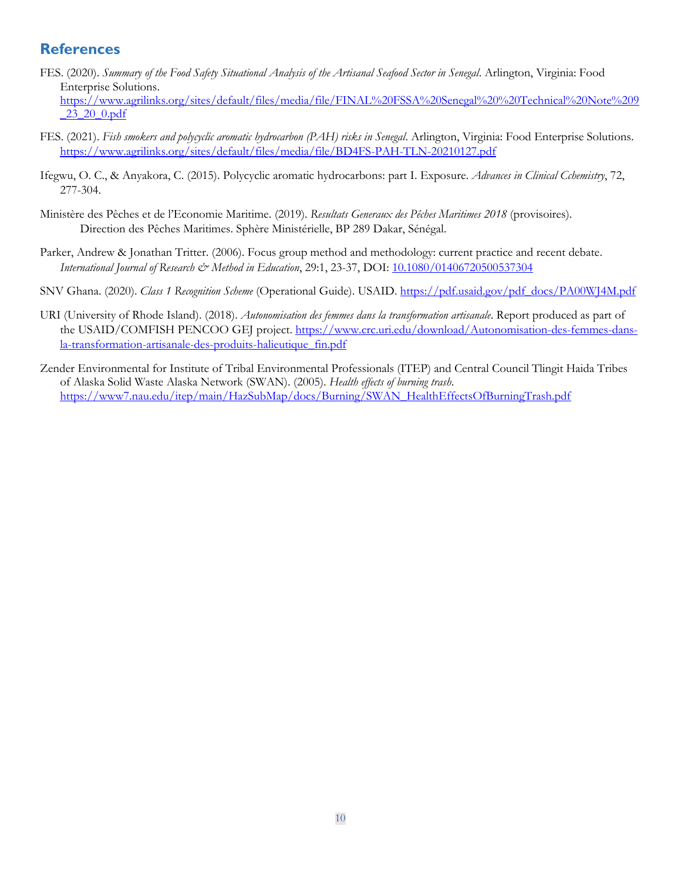## References

FES. (2020). *Summary of the Food Safety Situational Analysis of the Artisanal Seafood Sector in Senegal*. Arlington, Virginia: Food Enterprise Solutions. https://www.agrilinks.org/sites/default/files/media/file/FINAL%20FSSA%20Senegal%20%20Technical%20Note%209_23_20_0.pdf

FES. (2021). *Fish smokers and polycyclic aromatic hydrocarbon (PAH) risks in Senegal*. Arlington, Virginia: Food Enterprise Solutions. https://www.agrilinks.org/sites/default/files/media/file/BD4FS-PAH-TLN-20210127.pdf

Ifegwu, O. C., & Anyakora, C. (2015). Polycyclic aromatic hydrocarbons: part I. Exposure. *Advances in Clinical Cchemistry*, 72, 277-304.

Ministère des Pêches et de l'Economie Maritime. (2019). *Resultats Generaux des Pêches Maritimes 2018* (provisoires). Direction des Pêches Maritimes. Sphère Ministérielle, BP 289 Dakar, Sénégal.

Parker, Andrew & Jonathan Tritter. (2006). Focus group method and methodology: current practice and recent debate. *International Journal of Research & Method in Education*, 29:1, 23-37, DOI: 10.1080/01406720500537304

SNV Ghana. (2020). *Class 1 Recognition Scheme* (Operational Guide). USAID. https://pdf.usaid.gov/pdf_docs/PA00WJ4M.pdf

URI (University of Rhode Island). (2018). *Autonomisation des femmes dans la transformation artisanale*. Report produced as part of the USAID/COMFISH PENCOO GEJ project. https://www.crc.uri.edu/download/Autonomisation-des-femmes-dans-la-transformation-artisanale-des-produits-halieutique_fin.pdf

Zender Environmental for Institute of Tribal Environmental Professionals (ITEP) and Central Council Tlingit Haida Tribes of Alaska Solid Waste Alaska Network (SWAN). (2005). *Health effects of burning trash*. https://www7.nau.edu/itep/main/HazSubMap/docs/Burning/SWAN_HealthEffectsOfBurningTrash.pdf